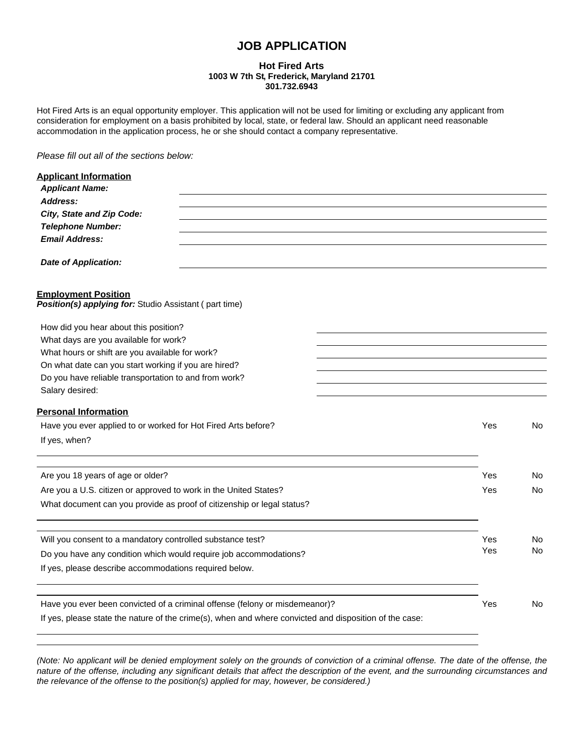# JOB APPLICATION

**Hot Fired Arts**
**1003 W 7th St, Frederick, Maryland 21701**
**301.732.6943**

Hot Fired Arts is an equal opportunity employer. This application will not be used for limiting or excluding any applicant from consideration for employment on a basis prohibited by local, state, or federal law. Should an applicant need reasonable accommodation in the application process, he or she should contact a company representative.

*Please fill out all of the sections below:*

## Applicant Information

***Applicant Name:*** ______________________________

***Address:*** ______________________________

***City, State and Zip Code:*** ______________________________

***Telephone Number:*** ______________________________

***Email Address:*** ______________________________

***Date of Application:*** ______________________________

## Employment Position

***Position(s) applying for:*** Studio Assistant ( part time)

How did you hear about this position? ______________________________

What days are you available for work? ______________________________

What hours or shift are you available for work? ______________________________

On what date can you start working if you are hired? ______________________________

Do you have reliable transportation to and from work? ______________________________

Salary desired: ______________________________

## Personal Information

Have you ever applied to or worked for Hot Fired Arts before? Yes No

If yes, when?

______________________________

Are you 18 years of age or older? Yes No

Are you a U.S. citizen or approved to work in the United States? Yes No

What document can you provide as proof of citizenship or legal status?

______________________________

Will you consent to a mandatory controlled substance test? Yes No

Do you have any condition which would require job accommodations? Yes No

If yes, please describe accommodations required below.

______________________________

Have you ever been convicted of a criminal offense (felony or misdemeanor)? Yes No

If yes, please state the nature of the crime(s), when and where convicted and disposition of the case:

______________________________

______________________________

*(Note: No applicant will be denied employment solely on the grounds of conviction of a criminal offense. The date of the offense, the nature of the offense, including any significant details that affect the description of the event, and the surrounding circumstances and the relevance of the offense to the position(s) applied for may, however, be considered.)*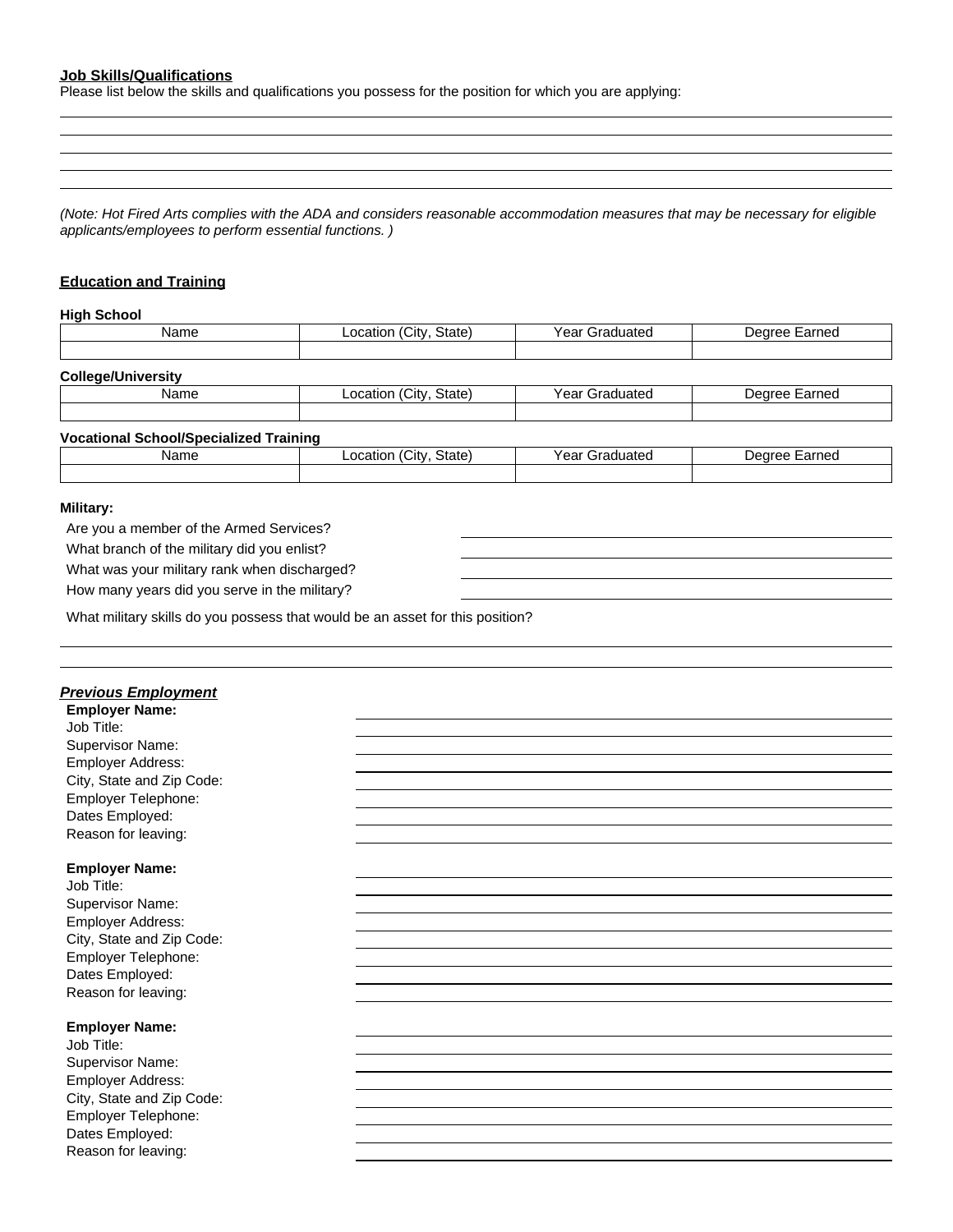**Job Skills/Qualifications**

Please list below the skills and qualifications you possess for the position for which you are applying:

*(Note: Hot Fired Arts complies with the ADA and considers reasonable accommodation measures that may be necessary for eligible applicants/employees to perform essential functions. )*

## Education and Training

**High School**

| Name | Location (City, State) | Year Graduated | Degree Earned |
|---|---|---|---|
| | | | |

**College/University**

| Name | Location (City, State) | Year Graduated | Degree Earned |
|---|---|---|---|
| | | | |

**Vocational School/Specialized Training**

| Name | Location (City, State) | Year Graduated | Degree Earned |
|---|---|---|---|
| | | | |

**Military:**

Are you a member of the Armed Services?

What branch of the military did you enlist?

What was your military rank when discharged?

How many years did you serve in the military?

What military skills do you possess that would be an asset for this position?

***Previous Employment***

**Employer Name:**
Job Title:
Supervisor Name:
Employer Address:
City, State and Zip Code:
Employer Telephone:
Dates Employed:
Reason for leaving:

**Employer Name:**
Job Title:
Supervisor Name:
Employer Address:
City, State and Zip Code:
Employer Telephone:
Dates Employed:
Reason for leaving:

**Employer Name:**
Job Title:
Supervisor Name:
Employer Address:
City, State and Zip Code:
Employer Telephone:
Dates Employed:
Reason for leaving: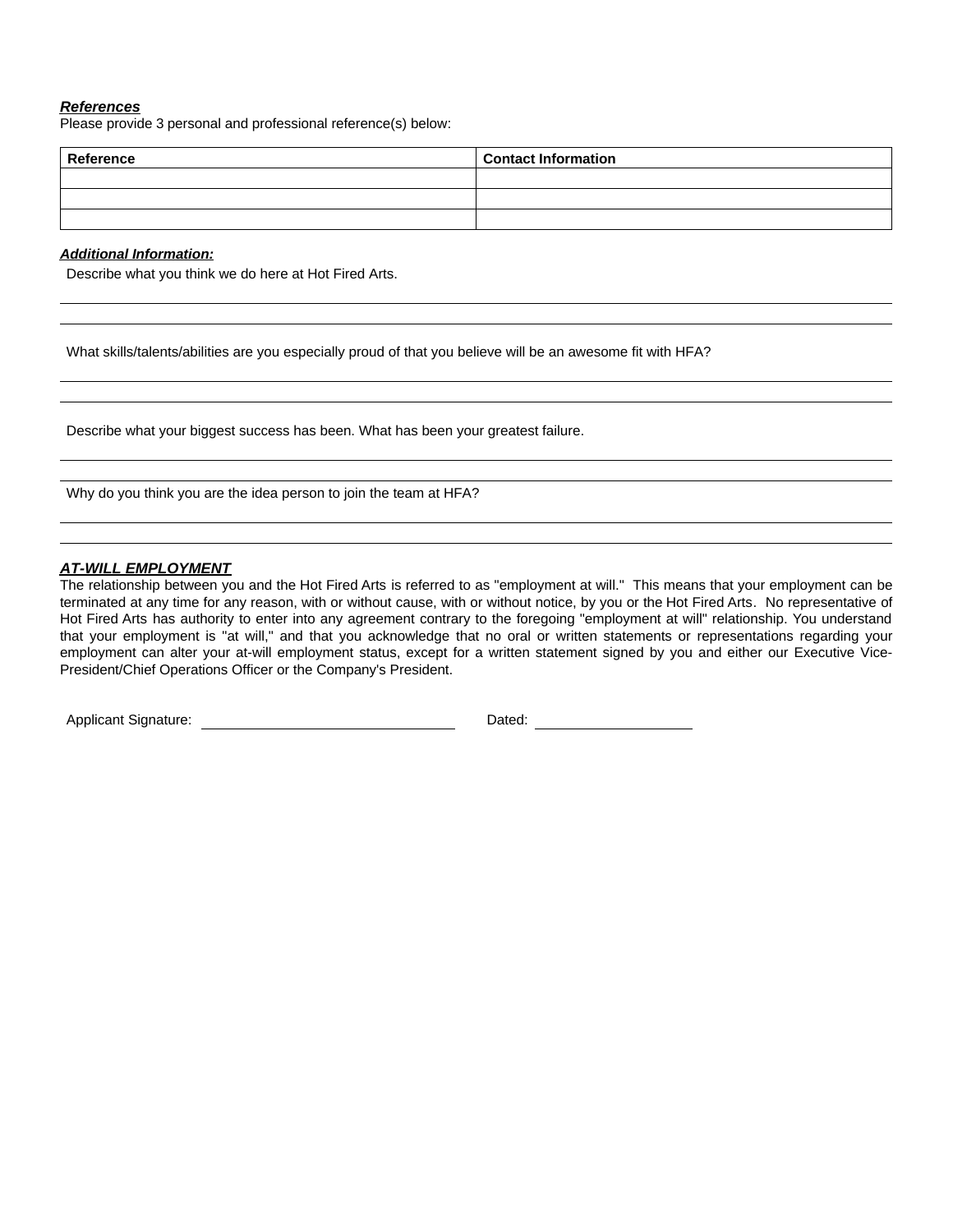***References***

Please provide 3 personal and professional reference(s) below:

| Reference | Contact Information |
|---|---|
| | |
| | |
| | |

***Additional Information:***

Describe what you think we do here at Hot Fired Arts.

What skills/talents/abilities are you especially proud of that you believe will be an awesome fit with HFA?

Describe what your biggest success has been. What has been your greatest failure.

Why do you think you are the idea person to join the team at HFA?

***AT-WILL EMPLOYMENT***

The relationship between you and the Hot Fired Arts is referred to as "employment at will." This means that your employment can be terminated at any time for any reason, with or without cause, with or without notice, by you or the Hot Fired Arts. No representative of Hot Fired Arts has authority to enter into any agreement contrary to the foregoing "employment at will" relationship. You understand that your employment is "at will," and that you acknowledge that no oral or written statements or representations regarding your employment can alter your at-will employment status, except for a written statement signed by you and either our Executive Vice-President/Chief Operations Officer or the Company's President.

Applicant Signature: ______________________ Dated: ______________